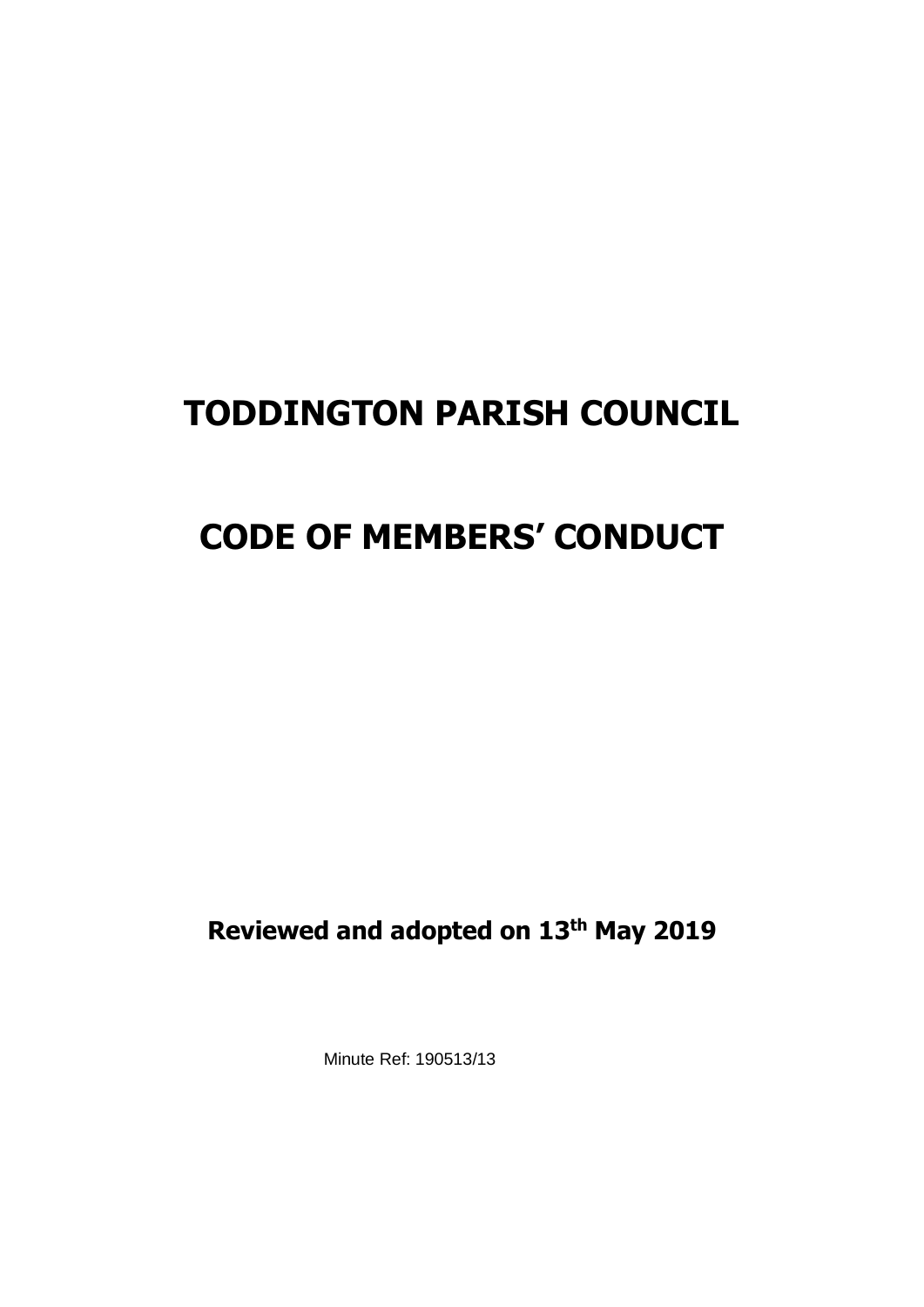# TODDINGTON PARISH COUNCIL

# CODE OF MEMBERS' CONDUCT

**Reviewed and adopted on 13th May 2019**

Minute Ref: 190513/13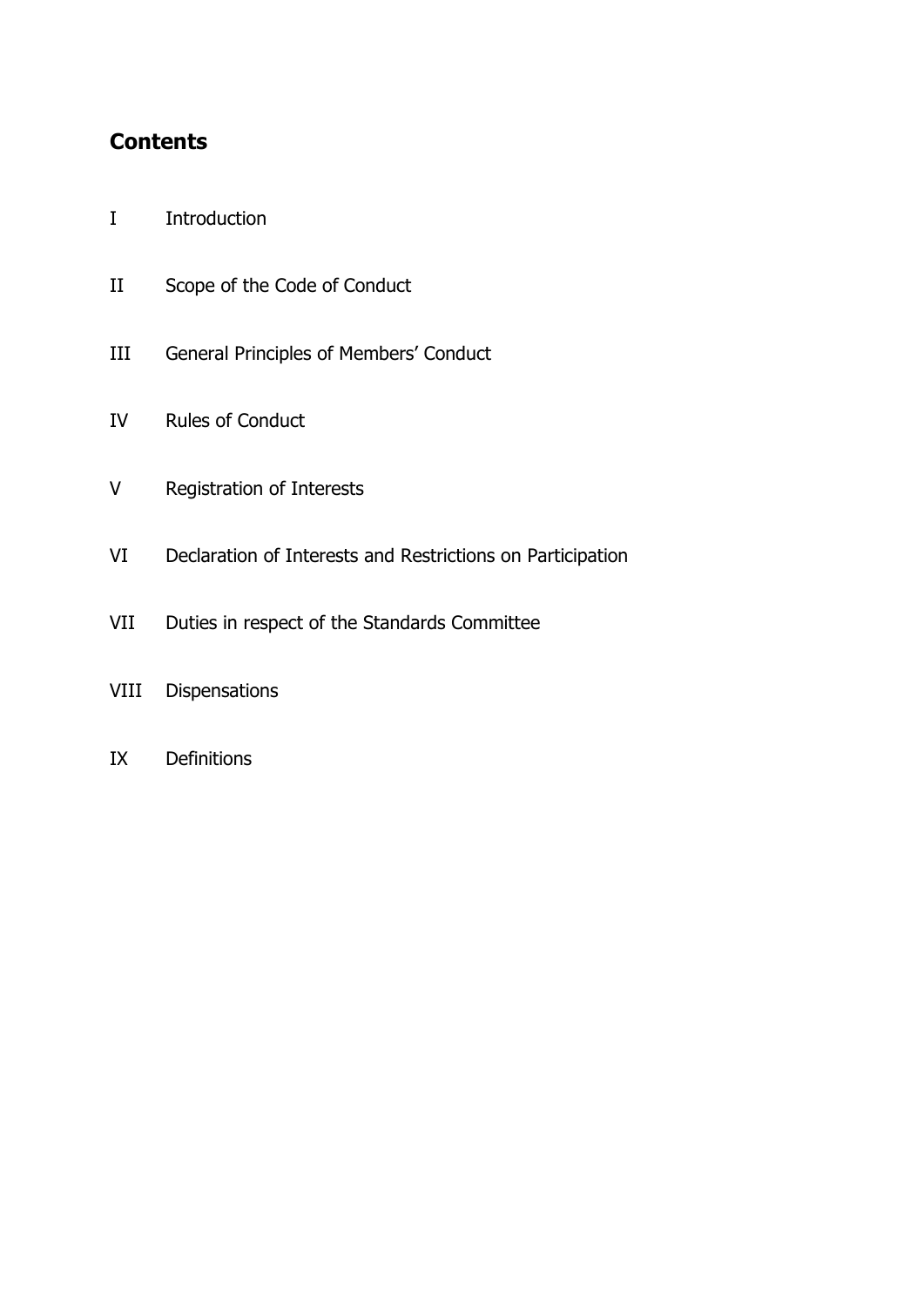## Contents

I Introduction

II Scope of the Code of Conduct

III General Principles of Members' Conduct

IV Rules of Conduct

V Registration of Interests

VI Declaration of Interests and Restrictions on Participation

VII Duties in respect of the Standards Committee

VIII Dispensations

IX Definitions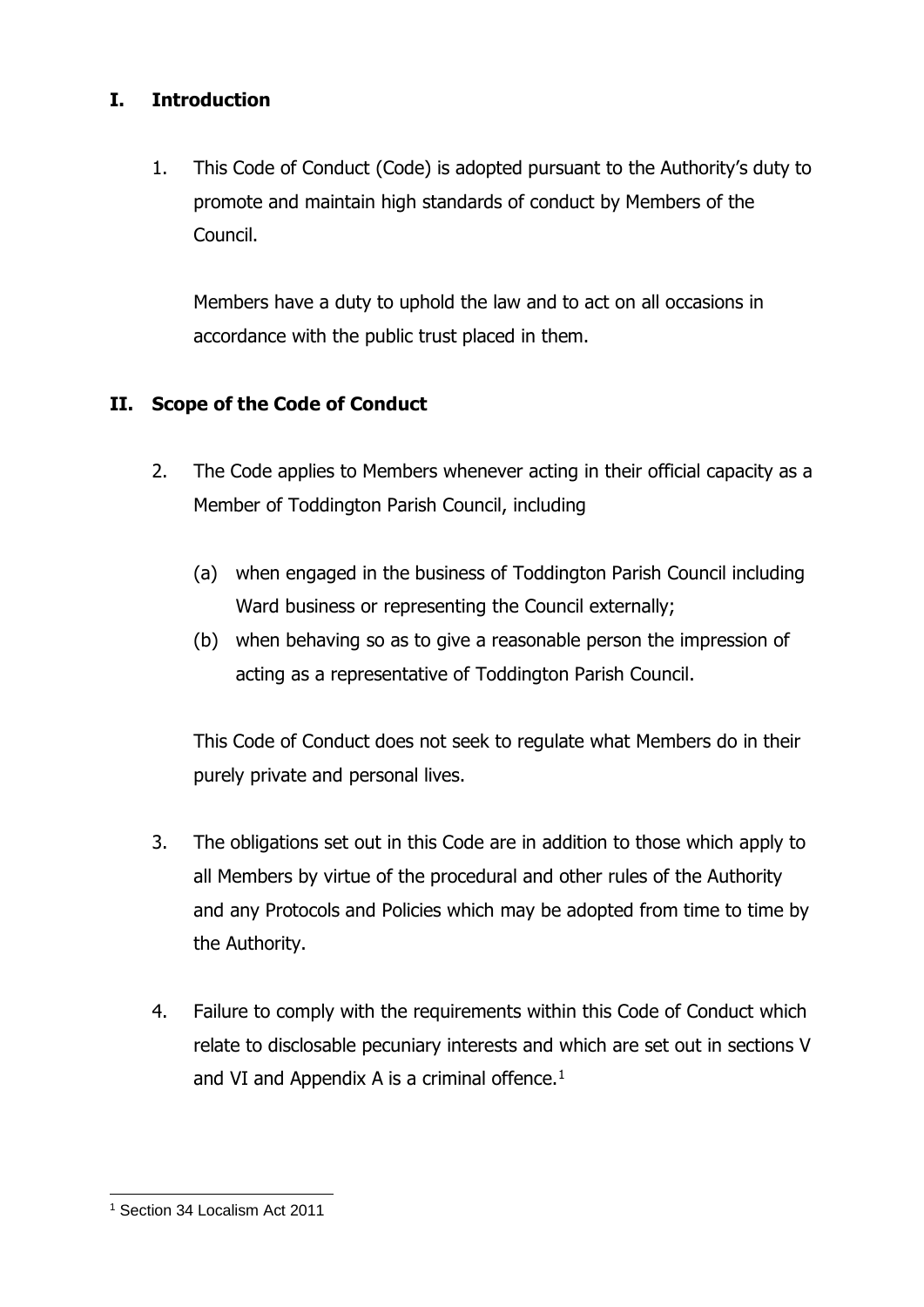## I. Introduction

1. This Code of Conduct (Code) is adopted pursuant to the Authority's duty to promote and maintain high standards of conduct by Members of the Council.

   Members have a duty to uphold the law and to act on all occasions in accordance with the public trust placed in them.

## II. Scope of the Code of Conduct

2. The Code applies to Members whenever acting in their official capacity as a Member of Toddington Parish Council, including

   (a) when engaged in the business of Toddington Parish Council including Ward business or representing the Council externally;

   (b) when behaving so as to give a reasonable person the impression of acting as a representative of Toddington Parish Council.

   This Code of Conduct does not seek to regulate what Members do in their purely private and personal lives.

3. The obligations set out in this Code are in addition to those which apply to all Members by virtue of the procedural and other rules of the Authority and any Protocols and Policies which may be adopted from time to time by the Authority.

4. Failure to comply with the requirements within this Code of Conduct which relate to disclosable pecuniary interests and which are set out in sections V and VI and Appendix A is a criminal offence.[1]

---

[1] Section 34 Localism Act 2011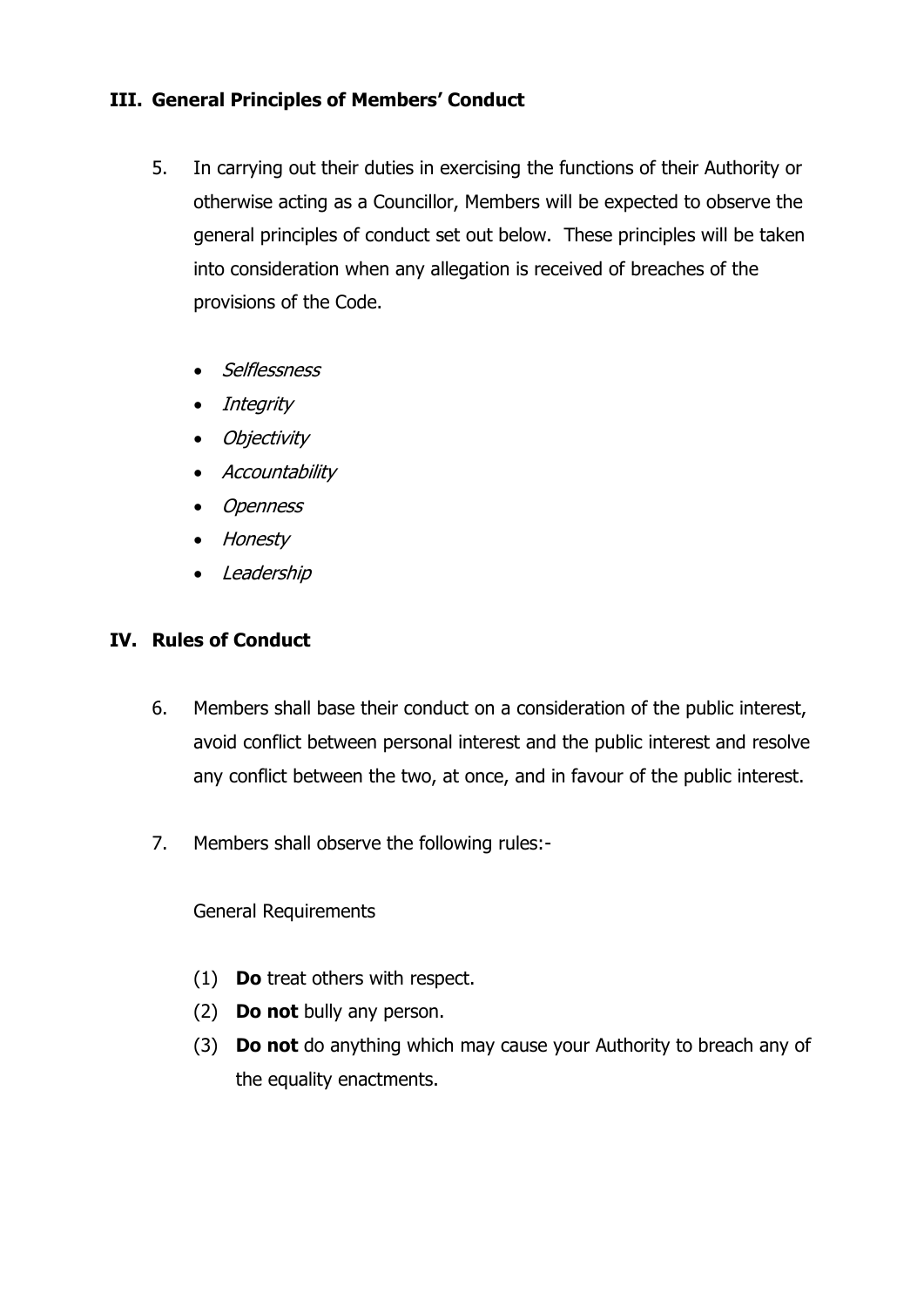## III. General Principles of Members' Conduct

5. In carrying out their duties in exercising the functions of their Authority or otherwise acting as a Councillor, Members will be expected to observe the general principles of conduct set out below. These principles will be taken into consideration when any allegation is received of breaches of the provisions of the Code.

   - *Selflessness*
   - *Integrity*
   - *Objectivity*
   - *Accountability*
   - *Openness*
   - *Honesty*
   - *Leadership*

## IV. Rules of Conduct

6. Members shall base their conduct on a consideration of the public interest, avoid conflict between personal interest and the public interest and resolve any conflict between the two, at once, and in favour of the public interest.

7. Members shall observe the following rules:-

   General Requirements

   (1) **Do** treat others with respect.
   (2) **Do not** bully any person.
   (3) **Do not** do anything which may cause your Authority to breach any of the equality enactments.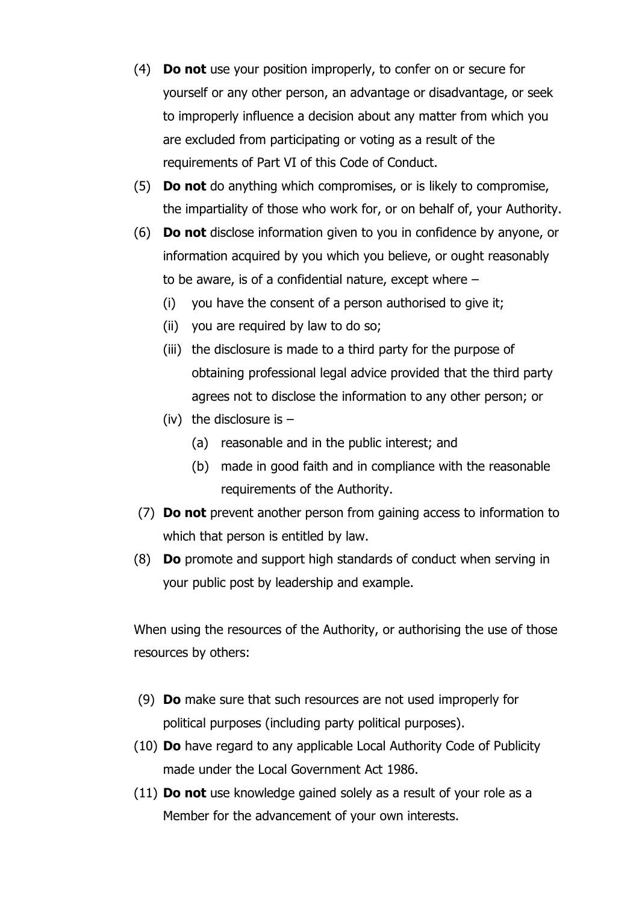(4) **Do not** use your position improperly, to confer on or secure for yourself or any other person, an advantage or disadvantage, or seek to improperly influence a decision about any matter from which you are excluded from participating or voting as a result of the requirements of Part VI of this Code of Conduct.

(5) **Do not** do anything which compromises, or is likely to compromise, the impartiality of those who work for, or on behalf of, your Authority.

(6) **Do not** disclose information given to you in confidence by anyone, or information acquired by you which you believe, or ought reasonably to be aware, is of a confidential nature, except where –

- (i) you have the consent of a person authorised to give it;
- (ii) you are required by law to do so;
- (iii) the disclosure is made to a third party for the purpose of obtaining professional legal advice provided that the third party agrees not to disclose the information to any other person; or
- (iv) the disclosure is –
  - (a) reasonable and in the public interest; and
  - (b) made in good faith and in compliance with the reasonable requirements of the Authority.

(7) **Do not** prevent another person from gaining access to information to which that person is entitled by law.

(8) **Do** promote and support high standards of conduct when serving in your public post by leadership and example.

When using the resources of the Authority, or authorising the use of those resources by others:

(9) **Do** make sure that such resources are not used improperly for political purposes (including party political purposes).

(10) **Do** have regard to any applicable Local Authority Code of Publicity made under the Local Government Act 1986.

(11) **Do not** use knowledge gained solely as a result of your role as a Member for the advancement of your own interests.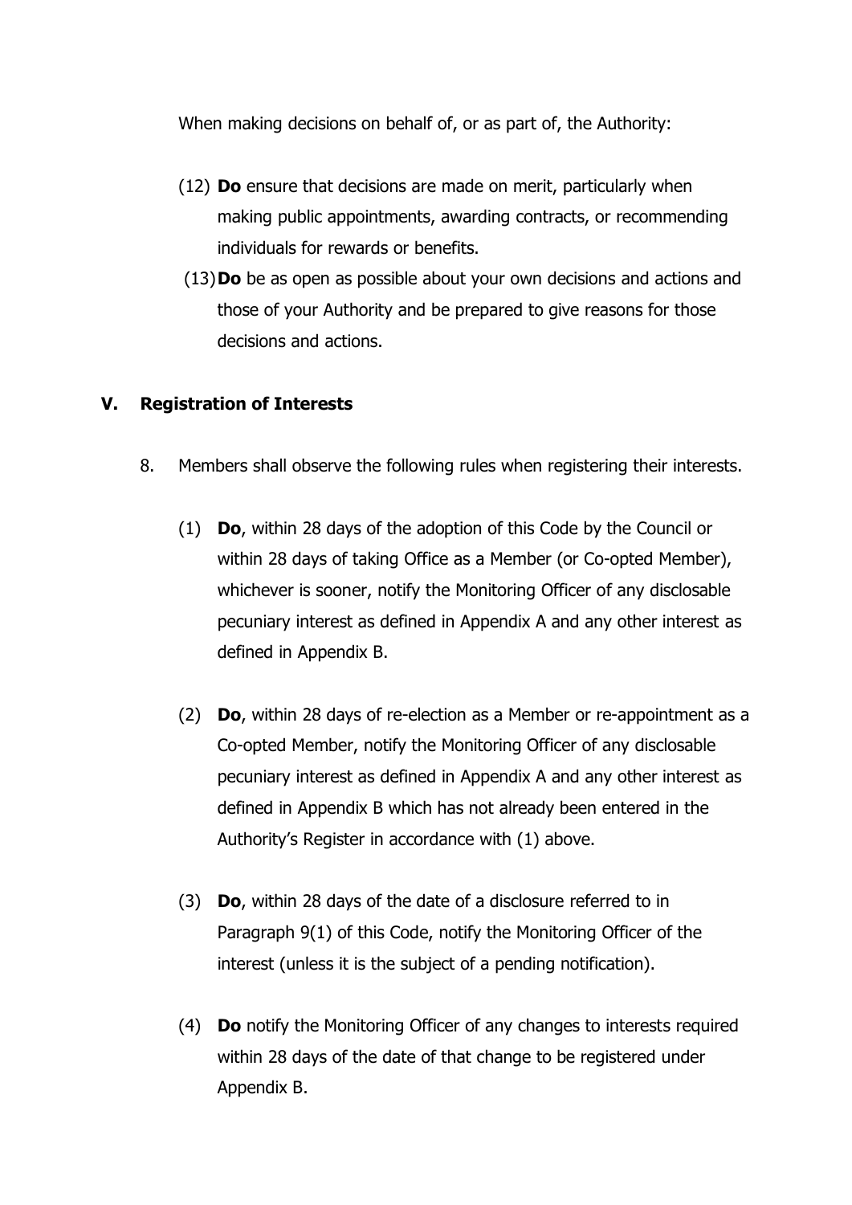When making decisions on behalf of, or as part of, the Authority:

(12) **Do** ensure that decisions are made on merit, particularly when making public appointments, awarding contracts, or recommending individuals for rewards or benefits.

(13) **Do** be as open as possible about your own decisions and actions and those of your Authority and be prepared to give reasons for those decisions and actions.

## V. Registration of Interests

8. Members shall observe the following rules when registering their interests.

   (1) **Do**, within 28 days of the adoption of this Code by the Council or within 28 days of taking Office as a Member (or Co-opted Member), whichever is sooner, notify the Monitoring Officer of any disclosable pecuniary interest as defined in Appendix A and any other interest as defined in Appendix B.

   (2) **Do**, within 28 days of re-election as a Member or re-appointment as a Co-opted Member, notify the Monitoring Officer of any disclosable pecuniary interest as defined in Appendix A and any other interest as defined in Appendix B which has not already been entered in the Authority's Register in accordance with (1) above.

   (3) **Do**, within 28 days of the date of a disclosure referred to in Paragraph 9(1) of this Code, notify the Monitoring Officer of the interest (unless it is the subject of a pending notification).

   (4) **Do** notify the Monitoring Officer of any changes to interests required within 28 days of the date of that change to be registered under Appendix B.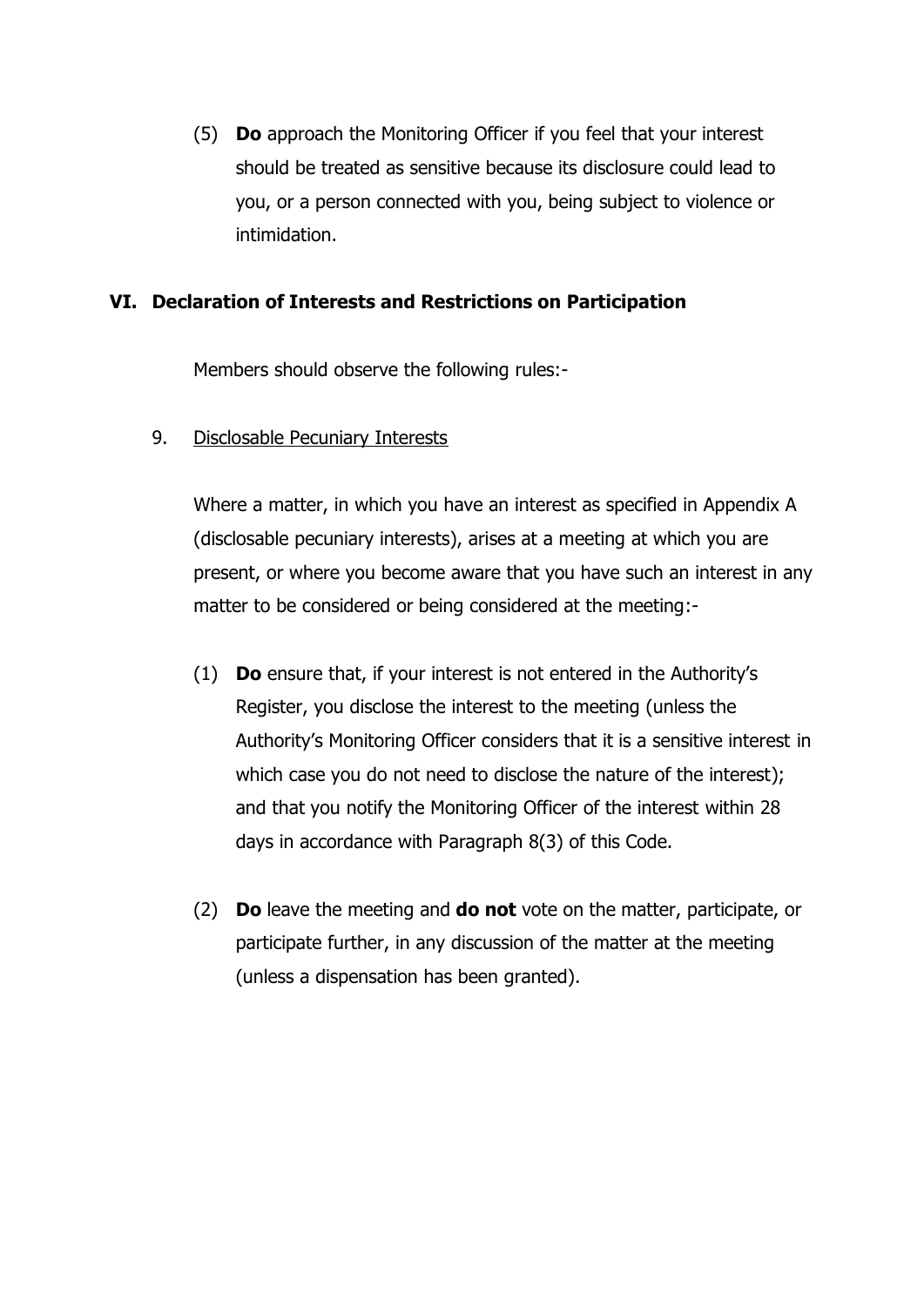(5) **Do** approach the Monitoring Officer if you feel that your interest should be treated as sensitive because its disclosure could lead to you, or a person connected with you, being subject to violence or intimidation.

## VI. Declaration of Interests and Restrictions on Participation

Members should observe the following rules:-

9. Disclosable Pecuniary Interests

Where a matter, in which you have an interest as specified in Appendix A (disclosable pecuniary interests), arises at a meeting at which you are present, or where you become aware that you have such an interest in any matter to be considered or being considered at the meeting:-

(1) **Do** ensure that, if your interest is not entered in the Authority's Register, you disclose the interest to the meeting (unless the Authority's Monitoring Officer considers that it is a sensitive interest in which case you do not need to disclose the nature of the interest); and that you notify the Monitoring Officer of the interest within 28 days in accordance with Paragraph 8(3) of this Code.

(2) **Do** leave the meeting and **do not** vote on the matter, participate, or participate further, in any discussion of the matter at the meeting (unless a dispensation has been granted).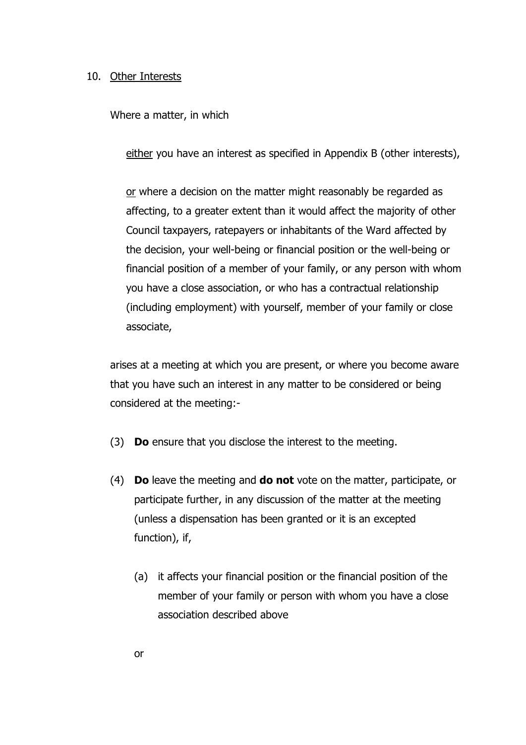10. Other Interests

Where a matter, in which

> either you have an interest as specified in Appendix B (other interests),
>
> or where a decision on the matter might reasonably be regarded as affecting, to a greater extent than it would affect the majority of other Council taxpayers, ratepayers or inhabitants of the Ward affected by the decision, your well-being or financial position or the well-being or financial position of a member of your family, or any person with whom you have a close association, or who has a contractual relationship (including employment) with yourself, member of your family or close associate,

arises at a meeting at which you are present, or where you become aware that you have such an interest in any matter to be considered or being considered at the meeting:-

(3) **Do** ensure that you disclose the interest to the meeting.

(4) **Do** leave the meeting and **do not** vote on the matter, participate, or participate further, in any discussion of the matter at the meeting (unless a dispensation has been granted or it is an excepted function), if,

   (a) it affects your financial position or the financial position of the member of your family or person with whom you have a close association described above

   or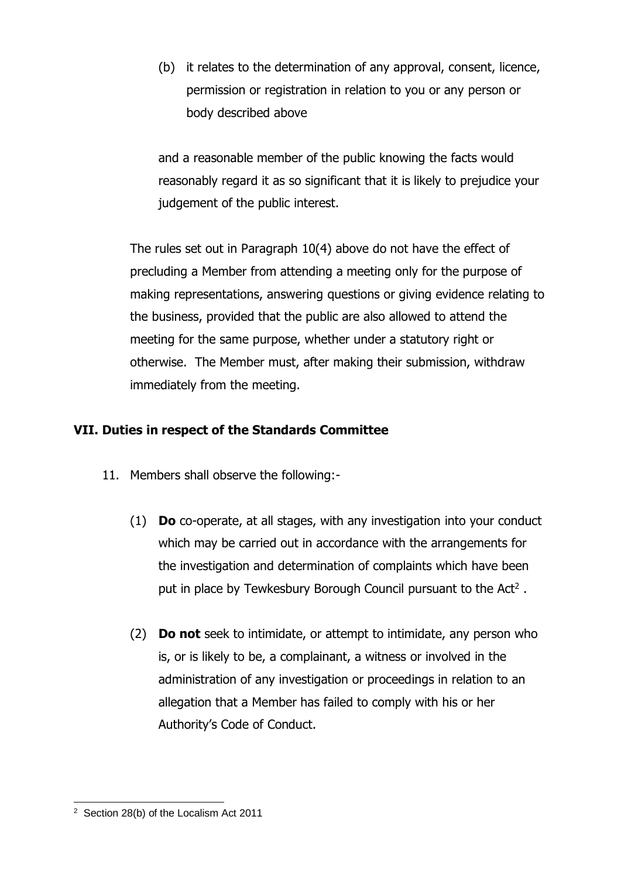(b) it relates to the determination of any approval, consent, licence, permission or registration in relation to you or any person or body described above

and a reasonable member of the public knowing the facts would reasonably regard it as so significant that it is likely to prejudice your judgement of the public interest.

The rules set out in Paragraph 10(4) above do not have the effect of precluding a Member from attending a meeting only for the purpose of making representations, answering questions or giving evidence relating to the business, provided that the public are also allowed to attend the meeting for the same purpose, whether under a statutory right or otherwise. The Member must, after making their submission, withdraw immediately from the meeting.

## VII. Duties in respect of the Standards Committee

11. Members shall observe the following:-

    (1) **Do** co-operate, at all stages, with any investigation into your conduct which may be carried out in accordance with the arrangements for the investigation and determination of complaints which have been put in place by Tewkesbury Borough Council pursuant to the Act[2] .

    (2) **Do not** seek to intimidate, or attempt to intimidate, any person who is, or is likely to be, a complainant, a witness or involved in the administration of any investigation or proceedings in relation to an allegation that a Member has failed to comply with his or her Authority's Code of Conduct.

[2] Section 28(b) of the Localism Act 2011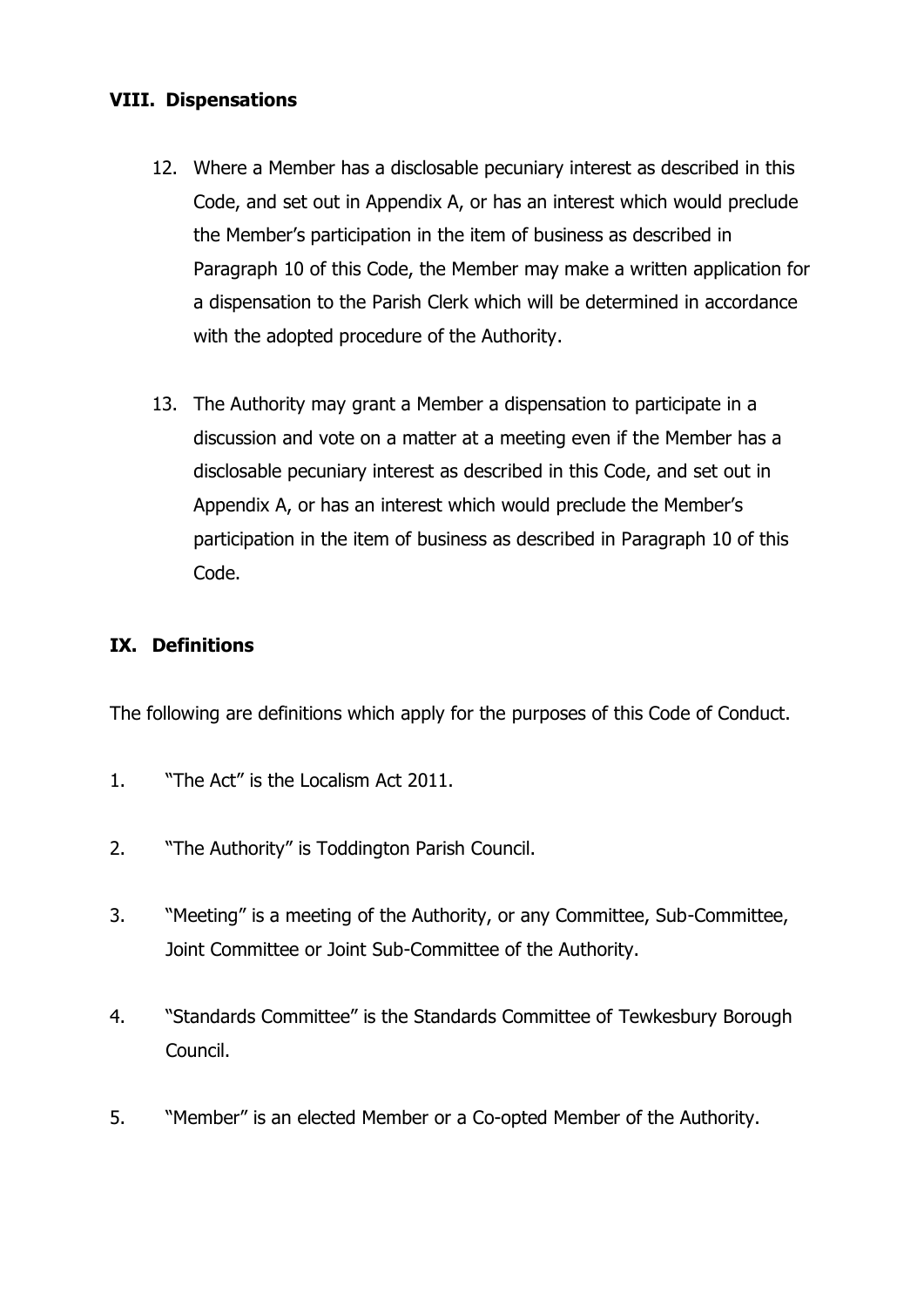## VIII. Dispensations

12. Where a Member has a disclosable pecuniary interest as described in this Code, and set out in Appendix A, or has an interest which would preclude the Member's participation in the item of business as described in Paragraph 10 of this Code, the Member may make a written application for a dispensation to the Parish Clerk which will be determined in accordance with the adopted procedure of the Authority.

13. The Authority may grant a Member a dispensation to participate in a discussion and vote on a matter at a meeting even if the Member has a disclosable pecuniary interest as described in this Code, and set out in Appendix A, or has an interest which would preclude the Member's participation in the item of business as described in Paragraph 10 of this Code.

## IX. Definitions

The following are definitions which apply for the purposes of this Code of Conduct.

1. "The Act" is the Localism Act 2011.

2. "The Authority" is Toddington Parish Council.

3. "Meeting" is a meeting of the Authority, or any Committee, Sub-Committee, Joint Committee or Joint Sub-Committee of the Authority.

4. "Standards Committee" is the Standards Committee of Tewkesbury Borough Council.

5. "Member" is an elected Member or a Co-opted Member of the Authority.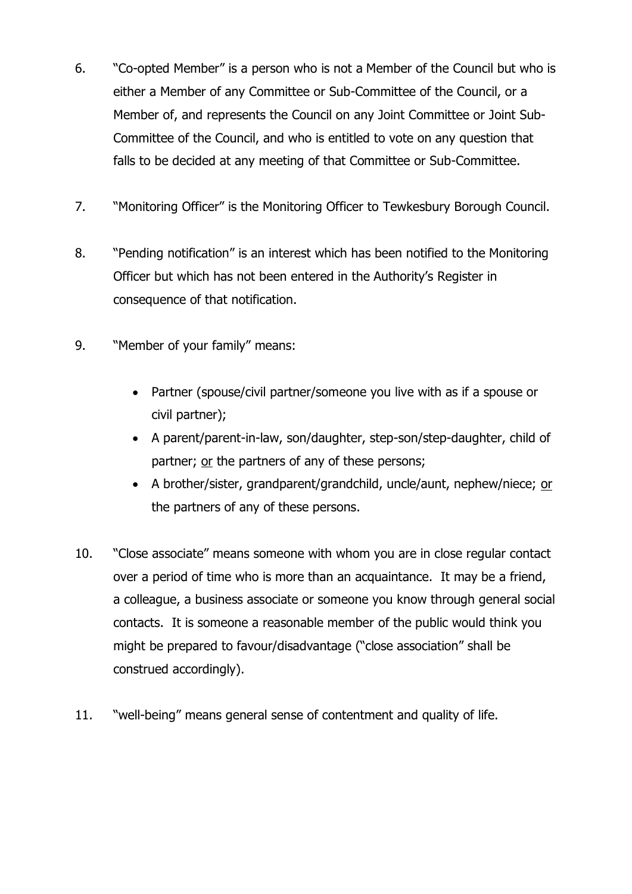6. "Co-opted Member" is a person who is not a Member of the Council but who is either a Member of any Committee or Sub-Committee of the Council, or a Member of, and represents the Council on any Joint Committee or Joint Sub-Committee of the Council, and who is entitled to vote on any question that falls to be decided at any meeting of that Committee or Sub-Committee.

7. "Monitoring Officer" is the Monitoring Officer to Tewkesbury Borough Council.

8. "Pending notification" is an interest which has been notified to the Monitoring Officer but which has not been entered in the Authority's Register in consequence of that notification.

9. "Member of your family" means:

   - Partner (spouse/civil partner/someone you live with as if a spouse or civil partner);
   - A parent/parent-in-law, son/daughter, step-son/step-daughter, child of partner; <u>or</u> the partners of any of these persons;
   - A brother/sister, grandparent/grandchild, uncle/aunt, nephew/niece; <u>or</u> the partners of any of these persons.

10. "Close associate" means someone with whom you are in close regular contact over a period of time who is more than an acquaintance. It may be a friend, a colleague, a business associate or someone you know through general social contacts. It is someone a reasonable member of the public would think you might be prepared to favour/disadvantage ("close association" shall be construed accordingly).

11. "well-being" means general sense of contentment and quality of life.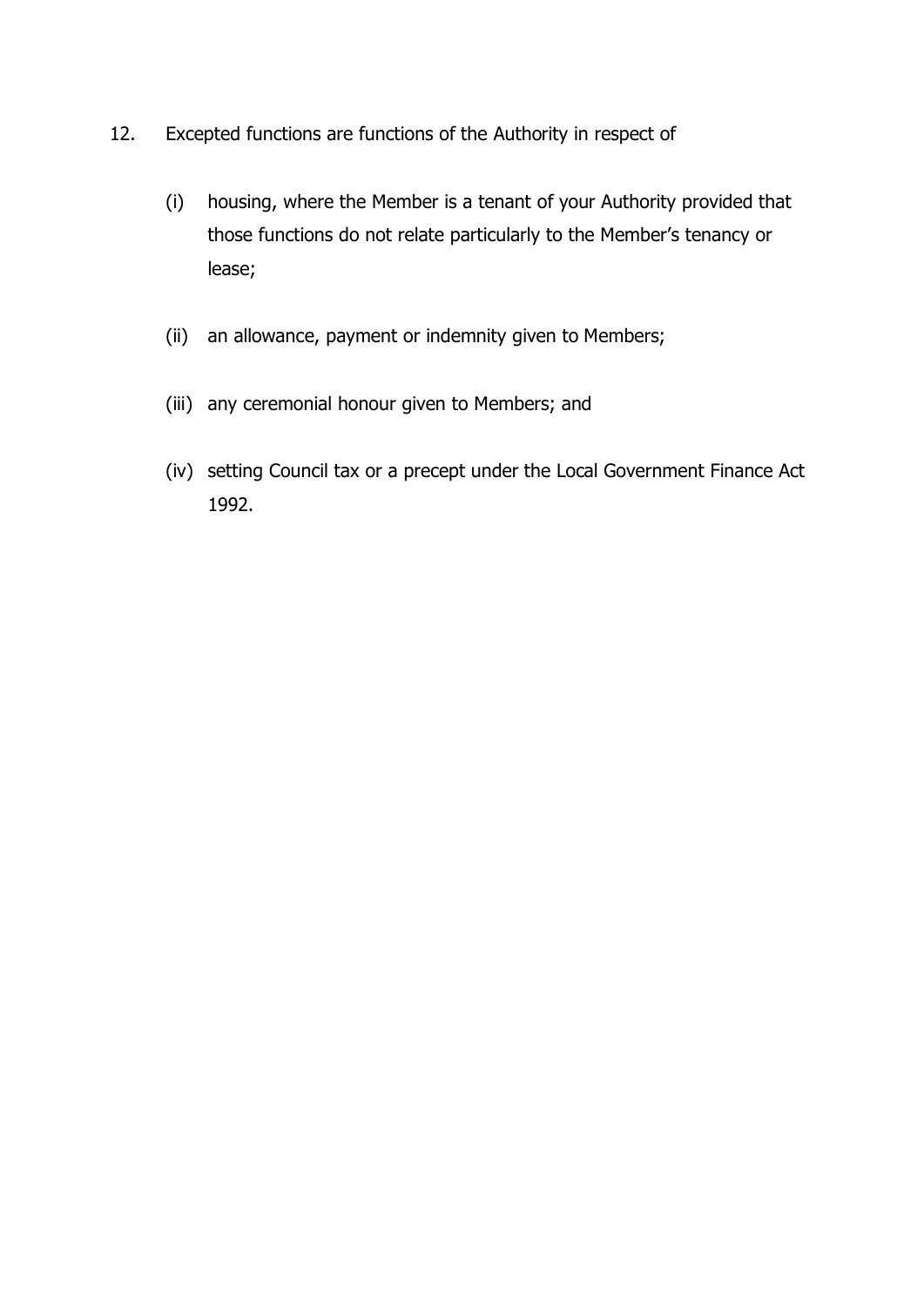12. Excepted functions are functions of the Authority in respect of

    (i) housing, where the Member is a tenant of your Authority provided that those functions do not relate particularly to the Member's tenancy or lease;

    (ii) an allowance, payment or indemnity given to Members;

    (iii) any ceremonial honour given to Members; and

    (iv) setting Council tax or a precept under the Local Government Finance Act 1992.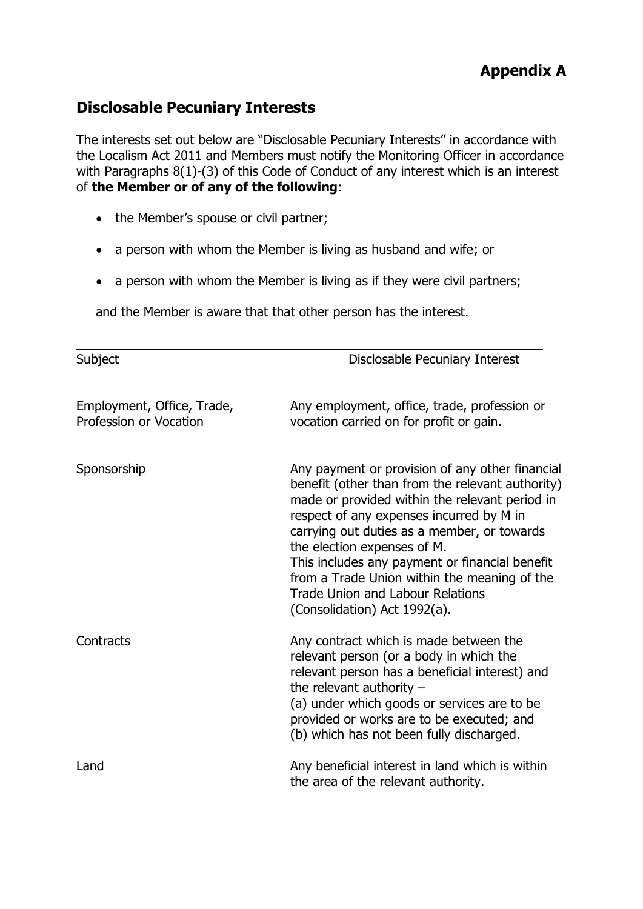**Appendix A**

## Disclosable Pecuniary Interests

The interests set out below are "Disclosable Pecuniary Interests" in accordance with the Localism Act 2011 and Members must notify the Monitoring Officer in accordance with Paragraphs 8(1)-(3) of this Code of Conduct of any interest which is an interest of **the Member or of any of the following**:

- the Member's spouse or civil partner;
- a person with whom the Member is living as husband and wife; or
- a person with whom the Member is living as if they were civil partners;

and the Member is aware that that other person has the interest.

| Subject | Disclosable Pecuniary Interest |
|---|---|
| Employment, Office, Trade, Profession or Vocation | Any employment, office, trade, profession or vocation carried on for profit or gain. |
| Sponsorship | Any payment or provision of any other financial benefit (other than from the relevant authority) made or provided within the relevant period in respect of any expenses incurred by M in carrying out duties as a member, or towards the election expenses of M.<br>This includes any payment or financial benefit from a Trade Union within the meaning of the Trade Union and Labour Relations (Consolidation) Act 1992(a). |
| Contracts | Any contract which is made between the relevant person (or a body in which the relevant person has a beneficial interest) and the relevant authority –<br>(a) under which goods or services are to be provided or works are to be executed; and<br>(b) which has not been fully discharged. |
| Land | Any beneficial interest in land which is within the area of the relevant authority. |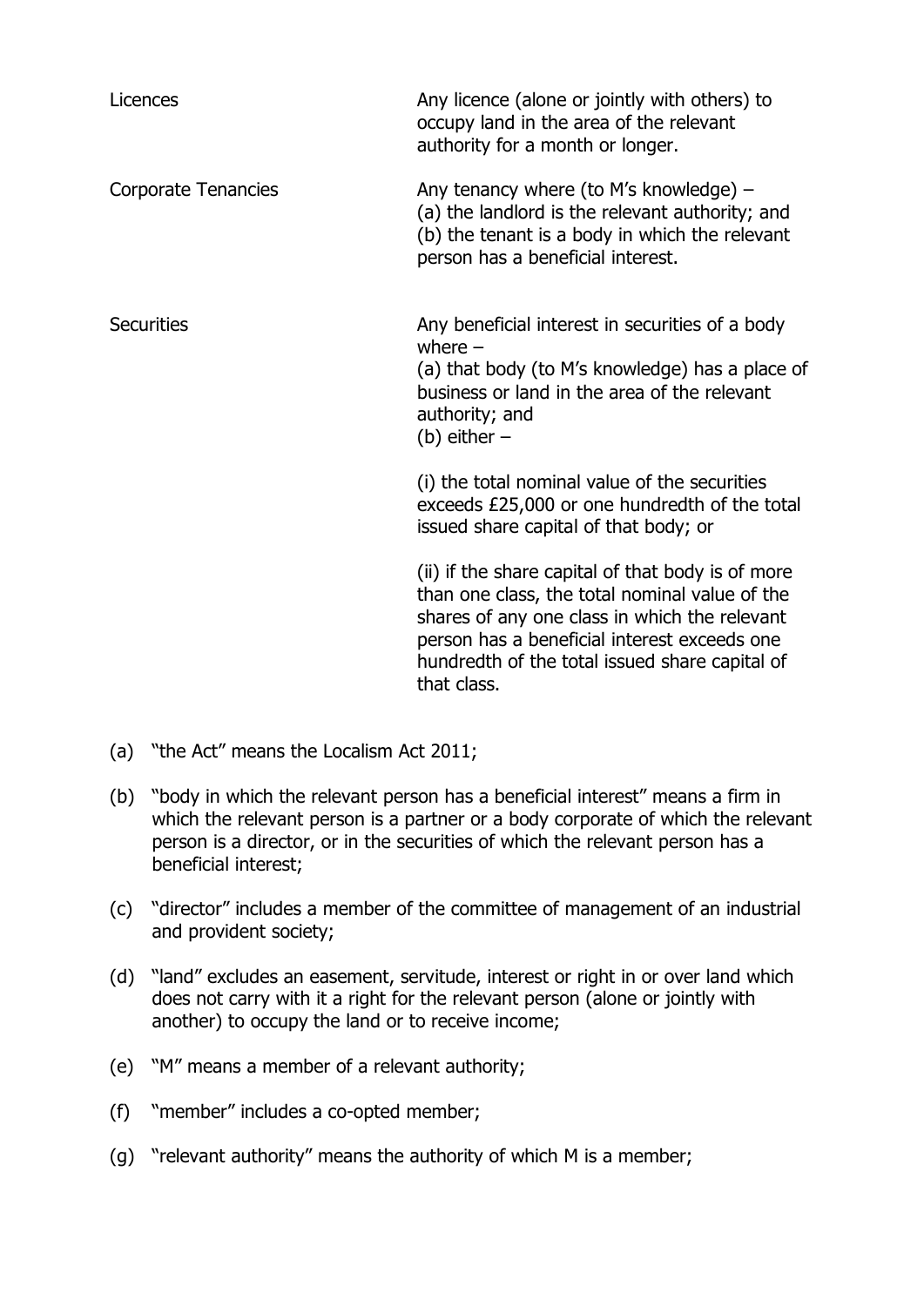| | |
|---|---|
| Licences | Any licence (alone or jointly with others) to occupy land in the area of the relevant authority for a month or longer. |
| Corporate Tenancies | Any tenancy where (to M's knowledge) –<br>(a) the landlord is the relevant authority; and<br>(b) the tenant is a body in which the relevant person has a beneficial interest. |
| Securities | Any beneficial interest in securities of a body where –<br>(a) that body (to M's knowledge) has a place of business or land in the area of the relevant authority; and<br>(b) either –<br><br>(i) the total nominal value of the securities exceeds £25,000 or one hundredth of the total issued share capital of that body; or<br><br>(ii) if the share capital of that body is of more than one class, the total nominal value of the shares of any one class in which the relevant person has a beneficial interest exceeds one hundredth of the total issued share capital of that class. |

(a) "the Act" means the Localism Act 2011;

(b) "body in which the relevant person has a beneficial interest" means a firm in which the relevant person is a partner or a body corporate of which the relevant person is a director, or in the securities of which the relevant person has a beneficial interest;

(c) "director" includes a member of the committee of management of an industrial and provident society;

(d) "land" excludes an easement, servitude, interest or right in or over land which does not carry with it a right for the relevant person (alone or jointly with another) to occupy the land or to receive income;

(e) "M" means a member of a relevant authority;

(f) "member" includes a co-opted member;

(g) "relevant authority" means the authority of which M is a member;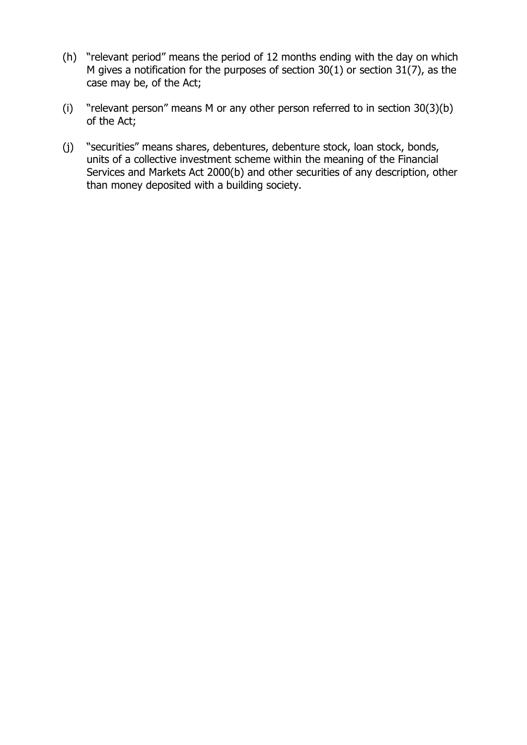(h) "relevant period" means the period of 12 months ending with the day on which M gives a notification for the purposes of section 30(1) or section 31(7), as the case may be, of the Act;

(i) "relevant person" means M or any other person referred to in section 30(3)(b) of the Act;

(j) "securities" means shares, debentures, debenture stock, loan stock, bonds, units of a collective investment scheme within the meaning of the Financial Services and Markets Act 2000(b) and other securities of any description, other than money deposited with a building society.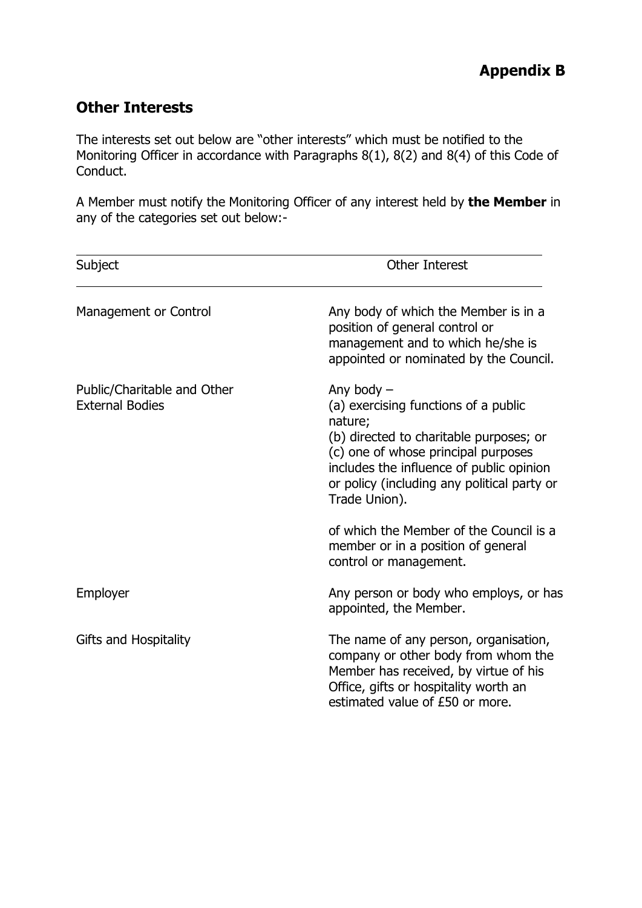# Appendix B

## Other Interests

The interests set out below are "other interests" which must be notified to the Monitoring Officer in accordance with Paragraphs 8(1), 8(2) and 8(4) of this Code of Conduct.

A Member must notify the Monitoring Officer of any interest held by **the Member** in any of the categories set out below:-

| Subject | Other Interest |
| --- | --- |
| Management or Control | Any body of which the Member is in a position of general control or management and to which he/she is appointed or nominated by the Council. |
| Public/Charitable and Other External Bodies | Any body – <br>(a) exercising functions of a public nature; <br>(b) directed to charitable purposes; or <br>(c) one of whose principal purposes includes the influence of public opinion or policy (including any political party or Trade Union).<br><br>of which the Member of the Council is a member or in a position of general control or management. |
| Employer | Any person or body who employs, or has appointed, the Member. |
| Gifts and Hospitality | The name of any person, organisation, company or other body from whom the Member has received, by virtue of his Office, gifts or hospitality worth an estimated value of £50 or more. |